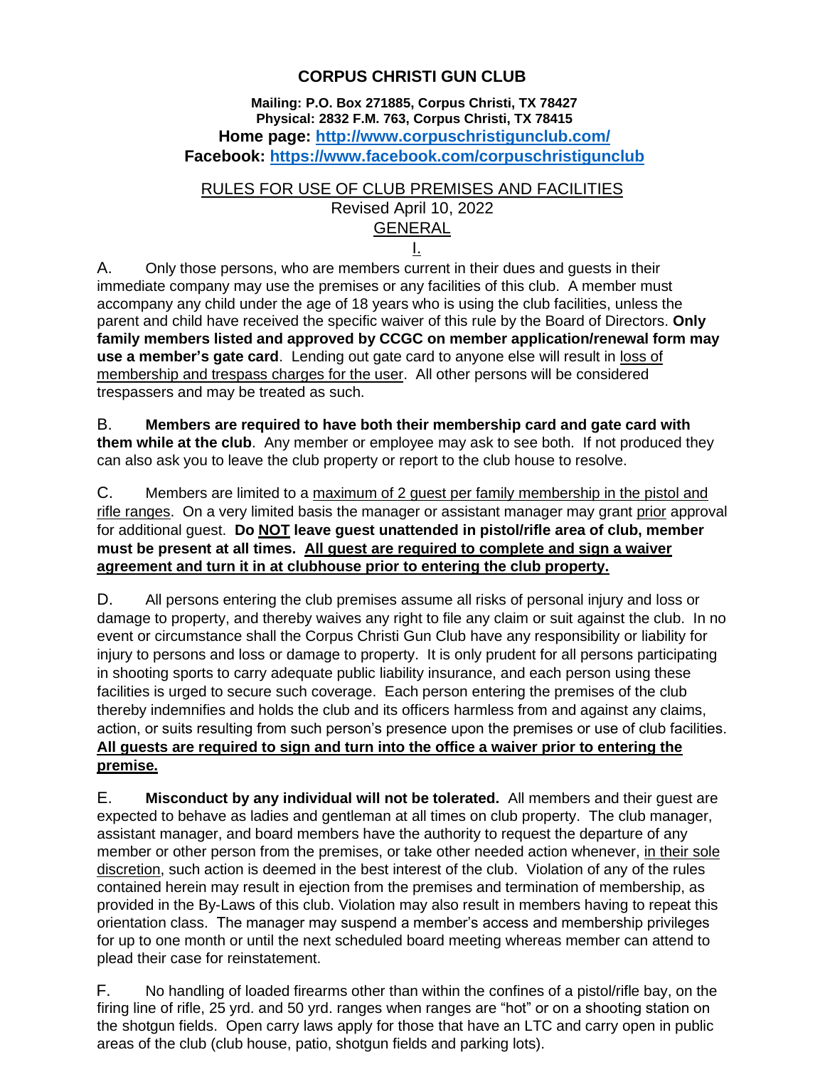# CORPUS CHRISTI GUN CLUB

**Mailing: P.O. Box 271885, Corpus Christi, TX 78427**
**Physical: 2832 F.M. 763, Corpus Christi, TX 78415**
**Home page: http://www.corpuschristigunclub.com/**
**Facebook: https://www.facebook.com/corpuschristigunclub**

RULES FOR USE OF CLUB PREMISES AND FACILITIES
Revised April 10, 2022

## GENERAL

### I.

A. Only those persons, who are members current in their dues and guests in their immediate company may use the premises or any facilities of this club. A member must accompany any child under the age of 18 years who is using the club facilities, unless the parent and child have received the specific waiver of this rule by the Board of Directors. **Only family members listed and approved by CCGC on member application/renewal form may use a member's gate card**. Lending out gate card to anyone else will result in loss of membership and trespass charges for the user. All other persons will be considered trespassers and may be treated as such.

B. **Members are required to have both their membership card and gate card with them while at the club**. Any member or employee may ask to see both. If not produced they can also ask you to leave the club property or report to the club house to resolve.

C. Members are limited to a maximum of 2 guest per family membership in the pistol and rifle ranges. On a very limited basis the manager or assistant manager may grant prior approval for additional guest. **Do NOT leave guest unattended in pistol/rifle area of club, member must be present at all times. All guest are required to complete and sign a waiver agreement and turn it in at clubhouse prior to entering the club property.**

D. All persons entering the club premises assume all risks of personal injury and loss or damage to property, and thereby waives any right to file any claim or suit against the club. In no event or circumstance shall the Corpus Christi Gun Club have any responsibility or liability for injury to persons and loss or damage to property. It is only prudent for all persons participating in shooting sports to carry adequate public liability insurance, and each person using these facilities is urged to secure such coverage. Each person entering the premises of the club thereby indemnifies and holds the club and its officers harmless from and against any claims, action, or suits resulting from such person's presence upon the premises or use of club facilities. **All guests are required to sign and turn into the office a waiver prior to entering the premise.**

E. **Misconduct by any individual will not be tolerated.** All members and their guest are expected to behave as ladies and gentleman at all times on club property. The club manager, assistant manager, and board members have the authority to request the departure of any member or other person from the premises, or take other needed action whenever, in their sole discretion, such action is deemed in the best interest of the club. Violation of any of the rules contained herein may result in ejection from the premises and termination of membership, as provided in the By-Laws of this club. Violation may also result in members having to repeat this orientation class. The manager may suspend a member's access and membership privileges for up to one month or until the next scheduled board meeting whereas member can attend to plead their case for reinstatement.

F. No handling of loaded firearms other than within the confines of a pistol/rifle bay, on the firing line of rifle, 25 yrd. and 50 yrd. ranges when ranges are "hot" or on a shooting station on the shotgun fields. Open carry laws apply for those that have an LTC and carry open in public areas of the club (club house, patio, shotgun fields and parking lots).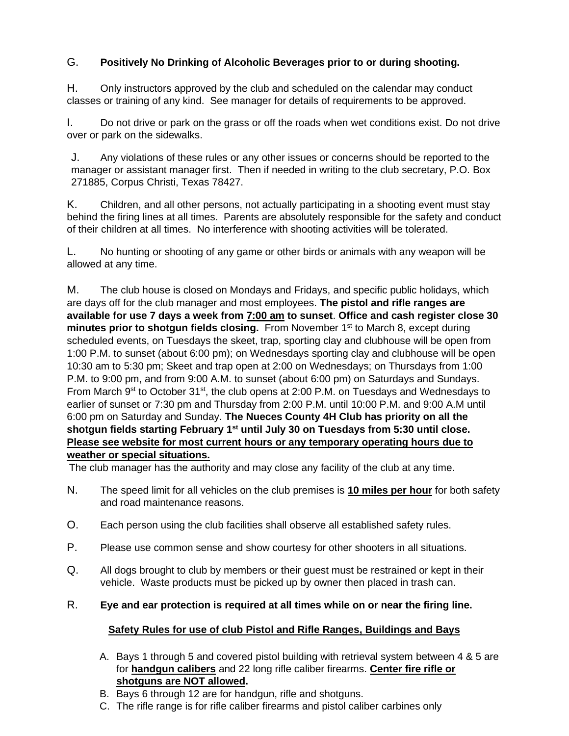G. **Positively No Drinking of Alcoholic Beverages prior to or during shooting.**

H. Only instructors approved by the club and scheduled on the calendar may conduct classes or training of any kind. See manager for details of requirements to be approved.

I. Do not drive or park on the grass or off the roads when wet conditions exist. Do not drive over or park on the sidewalks.

J. Any violations of these rules or any other issues or concerns should be reported to the manager or assistant manager first. Then if needed in writing to the club secretary, P.O. Box 271885, Corpus Christi, Texas 78427.

K. Children, and all other persons, not actually participating in a shooting event must stay behind the firing lines at all times. Parents are absolutely responsible for the safety and conduct of their children at all times. No interference with shooting activities will be tolerated.

L. No hunting or shooting of any game or other birds or animals with any weapon will be allowed at any time.

M. The club house is closed on Mondays and Fridays, and specific public holidays, which are days off for the club manager and most employees. **The pistol and rifle ranges are available for use 7 days a week from <u>7:00 am</u> to sunset**. **Office and cash register close 30 minutes prior to shotgun fields closing.** From November 1st to March 8, except during scheduled events, on Tuesdays the skeet, trap, sporting clay and clubhouse will be open from 1:00 P.M. to sunset (about 6:00 pm); on Wednesdays sporting clay and clubhouse will be open 10:30 am to 5:30 pm; Skeet and trap open at 2:00 on Wednesdays; on Thursdays from 1:00 P.M. to 9:00 pm, and from 9:00 A.M. to sunset (about 6:00 pm) on Saturdays and Sundays. From March 9th to October 31st, the club opens at 2:00 P.M. on Tuesdays and Wednesdays to earlier of sunset or 7:30 pm and Thursday from 2:00 P.M. until 10:00 P.M. and 9:00 A.M until 6:00 pm on Saturday and Sunday. **The Nueces County 4H Club has priority on all the shotgun fields starting February 1st until July 30 on Tuesdays from 5:30 until close. <u>Please see website for most current hours or any temporary operating hours due to weather or special situations.</u>**
The club manager has the authority and may close any facility of the club at any time.

N. The speed limit for all vehicles on the club premises is **<u>10 miles per hour</u>** for both safety and road maintenance reasons.

O. Each person using the club facilities shall observe all established safety rules.

P. Please use common sense and show courtesy for other shooters in all situations.

Q. All dogs brought to club by members or their guest must be restrained or kept in their vehicle. Waste products must be picked up by owner then placed in trash can.

R. **Eye and ear protection is required at all times while on or near the firing line.**

## <u>Safety Rules for use of club Pistol and Rifle Ranges, Buildings and Bays</u>

A. Bays 1 through 5 and covered pistol building with retrieval system between 4 & 5 are for **<u>handgun calibers</u>** and 22 long rifle caliber firearms. **<u>Center fire rifle or shotguns are NOT allowed</u>.**
B. Bays 6 through 12 are for handgun, rifle and shotguns.
C. The rifle range is for rifle caliber firearms and pistol caliber carbines only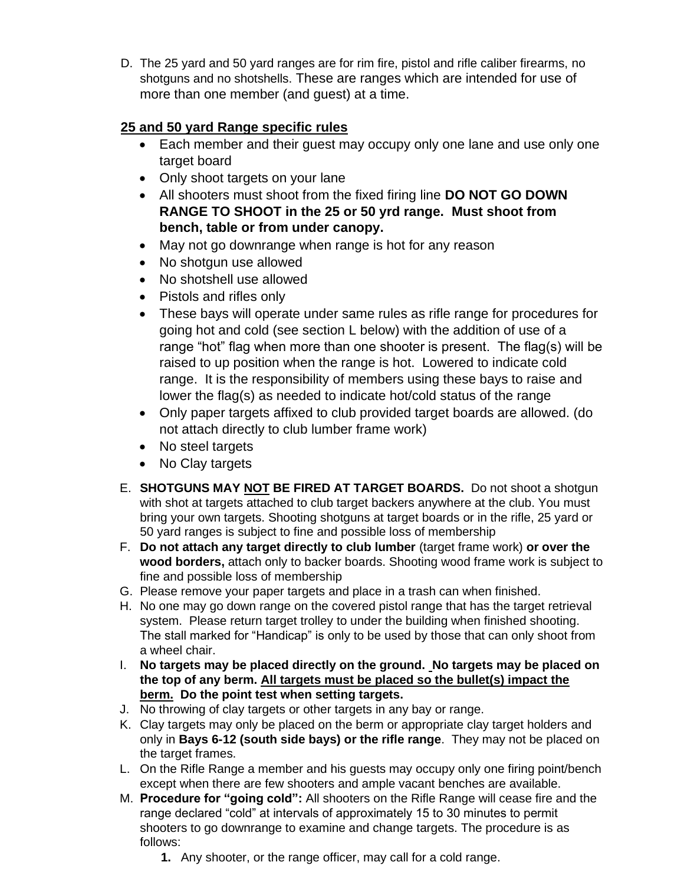D. The 25 yard and 50 yard ranges are for rim fire, pistol and rifle caliber firearms, no shotguns and no shotshells. These are ranges which are intended for use of more than one member (and guest) at a time.

**25 and 50 yard Range specific rules**

- Each member and their guest may occupy only one lane and use only one target board
- Only shoot targets on your lane
- All shooters must shoot from the fixed firing line **DO NOT GO DOWN RANGE TO SHOOT in the 25 or 50 yrd range. Must shoot from bench, table or from under canopy.**
- May not go downrange when range is hot for any reason
- No shotgun use allowed
- No shotshell use allowed
- Pistols and rifles only
- These bays will operate under same rules as rifle range for procedures for going hot and cold (see section L below) with the addition of use of a range "hot" flag when more than one shooter is present. The flag(s) will be raised to up position when the range is hot. Lowered to indicate cold range. It is the responsibility of members using these bays to raise and lower the flag(s) as needed to indicate hot/cold status of the range
- Only paper targets affixed to club provided target boards are allowed. (do not attach directly to club lumber frame work)
- No steel targets
- No Clay targets

E. **SHOTGUNS MAY NOT BE FIRED AT TARGET BOARDS.** Do not shoot a shotgun with shot at targets attached to club target backers anywhere at the club. You must bring your own targets. Shooting shotguns at target boards or in the rifle, 25 yard or 50 yard ranges is subject to fine and possible loss of membership

F. **Do not attach any target directly to club lumber** (target frame work) **or over the wood borders,** attach only to backer boards. Shooting wood frame work is subject to fine and possible loss of membership

G. Please remove your paper targets and place in a trash can when finished.

H. No one may go down range on the covered pistol range that has the target retrieval system. Please return target trolley to under the building when finished shooting. The stall marked for "Handicap" is only to be used by those that can only shoot from a wheel chair.

I. **No targets may be placed directly on the ground. No targets may be placed on the top of any berm. All targets must be placed so the bullet(s) impact the berm. Do the point test when setting targets.**

J. No throwing of clay targets or other targets in any bay or range.

K. Clay targets may only be placed on the berm or appropriate clay target holders and only in **Bays 6-12 (south side bays) or the rifle range**. They may not be placed on the target frames.

L. On the Rifle Range a member and his guests may occupy only one firing point/bench except when there are few shooters and ample vacant benches are available.

M. **Procedure for "going cold":** All shooters on the Rifle Range will cease fire and the range declared "cold" at intervals of approximately 15 to 30 minutes to permit shooters to go downrange to examine and change targets. The procedure is as follows:

   **1.** Any shooter, or the range officer, may call for a cold range.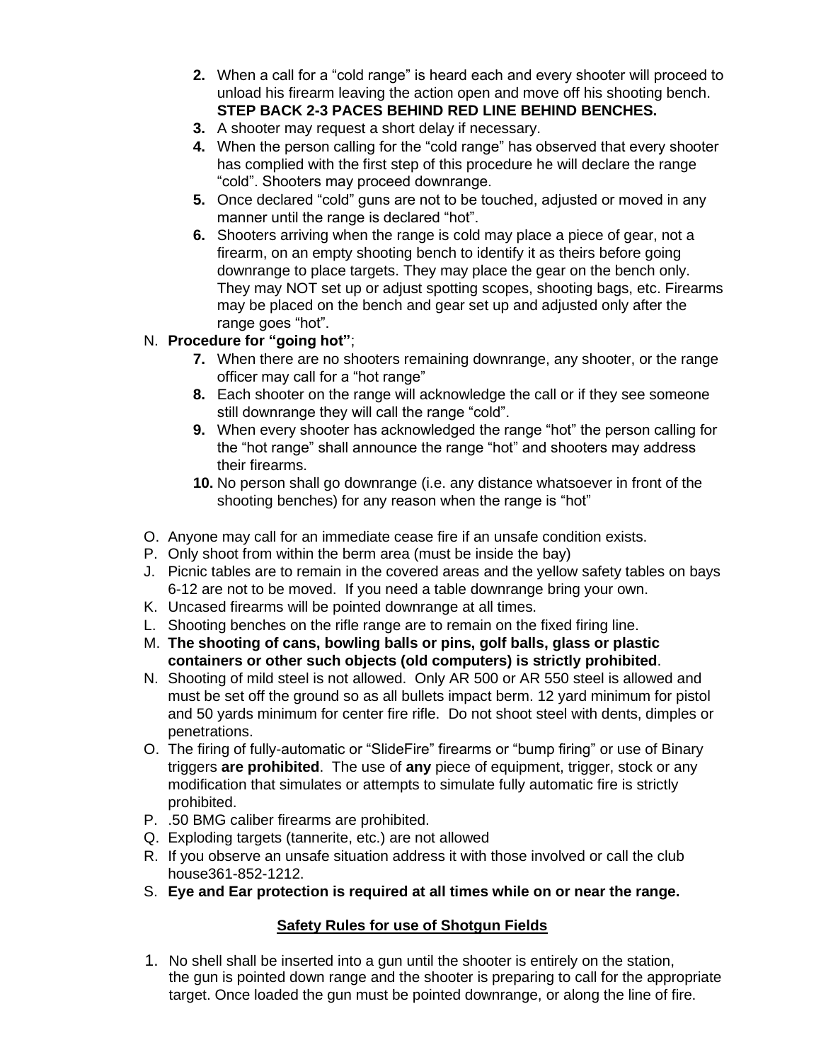2. When a call for a “cold range” is heard each and every shooter will proceed to unload his firearm leaving the action open and move off his shooting bench. **STEP BACK 2-3 PACES BEHIND RED LINE BEHIND BENCHES.**
3. A shooter may request a short delay if necessary.
4. When the person calling for the “cold range” has observed that every shooter has complied with the first step of this procedure he will declare the range “cold”. Shooters may proceed downrange.
5. Once declared “cold” guns are not to be touched, adjusted or moved in any manner until the range is declared “hot”.
6. Shooters arriving when the range is cold may place a piece of gear, not a firearm, on an empty shooting bench to identify it as theirs before going downrange to place targets. They may place the gear on the bench only. They may NOT set up or adjust spotting scopes, shooting bags, etc. Firearms may be placed on the bench and gear set up and adjusted only after the range goes “hot”.

N. **Procedure for “going hot”**;

7. When there are no shooters remaining downrange, any shooter, or the range officer may call for a “hot range”
8. Each shooter on the range will acknowledge the call or if they see someone still downrange they will call the range “cold”.
9. When every shooter has acknowledged the range “hot” the person calling for the “hot range” shall announce the range “hot” and shooters may address their firearms.
10. No person shall go downrange (i.e. any distance whatsoever in front of the shooting benches) for any reason when the range is “hot”

O. Anyone may call for an immediate cease fire if an unsafe condition exists.

P. Only shoot from within the berm area (must be inside the bay)

J. Picnic tables are to remain in the covered areas and the yellow safety tables on bays 6-12 are not to be moved. If you need a table downrange bring your own.

K. Uncased firearms will be pointed downrange at all times.

L. Shooting benches on the rifle range are to remain on the fixed firing line.

M. **The shooting of cans, bowling balls or pins, golf balls, glass or plastic containers or other such objects (old computers) is strictly prohibited**.

N. Shooting of mild steel is not allowed. Only AR 500 or AR 550 steel is allowed and must be set off the ground so as all bullets impact berm. 12 yard minimum for pistol and 50 yards minimum for center fire rifle. Do not shoot steel with dents, dimples or penetrations.

O. The firing of fully-automatic or “SlideFire” firearms or “bump firing” or use of Binary triggers **are prohibited**. The use of **any** piece of equipment, trigger, stock or any modification that simulates or attempts to simulate fully automatic fire is strictly prohibited.

P. .50 BMG caliber firearms are prohibited.

Q. Exploding targets (tannerite, etc.) are not allowed

R. If you observe an unsafe situation address it with those involved or call the club house361-852-1212.

S. **Eye and Ear protection is required at all times while on or near the range.**

## Safety Rules for use of Shotgun Fields

1. No shell shall be inserted into a gun until the shooter is entirely on the station, the gun is pointed down range and the shooter is preparing to call for the appropriate target. Once loaded the gun must be pointed downrange, or along the line of fire.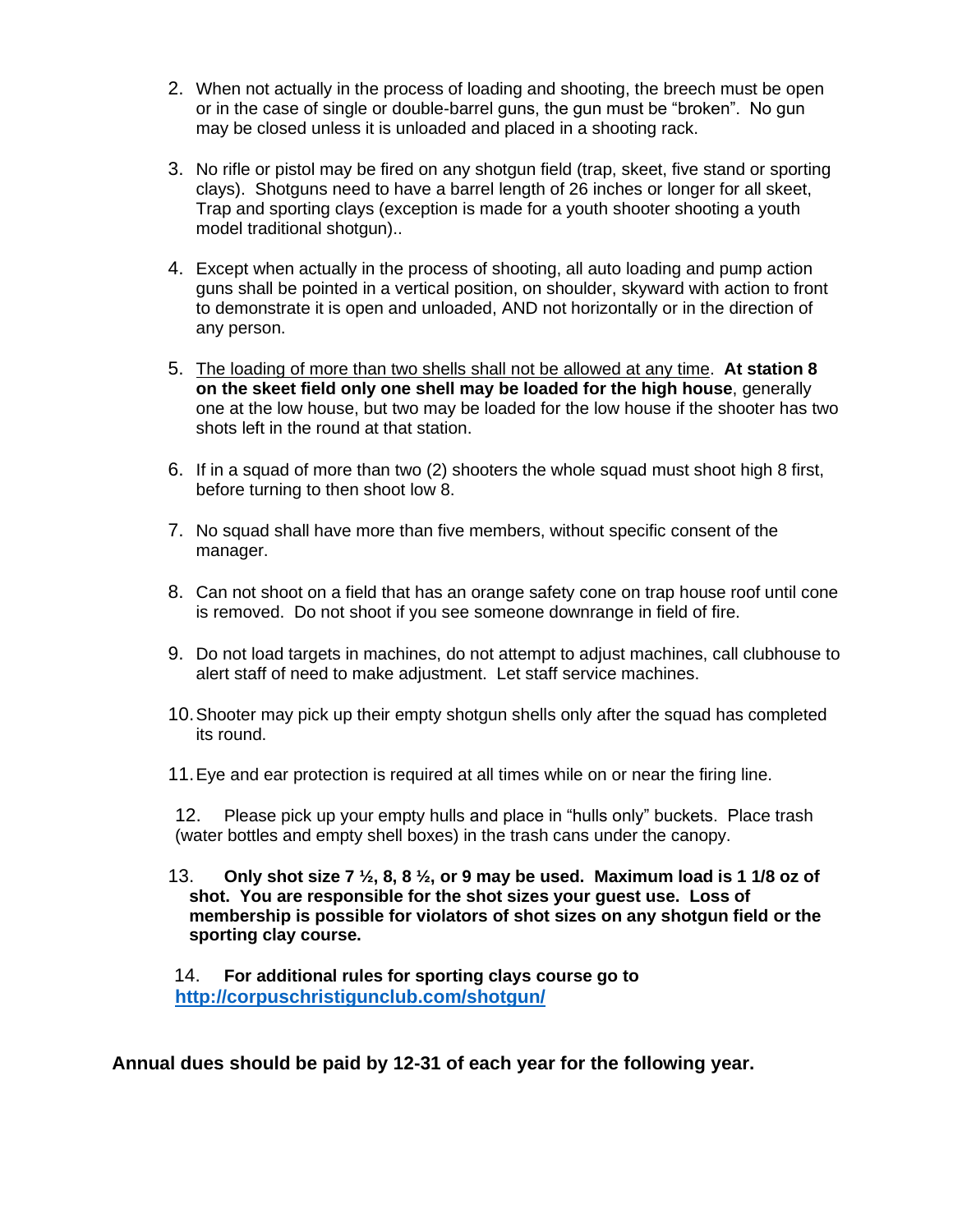2. When not actually in the process of loading and shooting, the breech must be open or in the case of single or double-barrel guns, the gun must be "broken". No gun may be closed unless it is unloaded and placed in a shooting rack.

3. No rifle or pistol may be fired on any shotgun field (trap, skeet, five stand or sporting clays). Shotguns need to have a barrel length of 26 inches or longer for all skeet, Trap and sporting clays (exception is made for a youth shooter shooting a youth model traditional shotgun)..

4. Except when actually in the process of shooting, all auto loading and pump action guns shall be pointed in a vertical position, on shoulder, skyward with action to front to demonstrate it is open and unloaded, AND not horizontally or in the direction of any person.

5. <u>The loading of more than two shells shall not be allowed at any time</u>. **At station 8 on the skeet field only one shell may be loaded for the high house**, generally one at the low house, but two may be loaded for the low house if the shooter has two shots left in the round at that station.

6. If in a squad of more than two (2) shooters the whole squad must shoot high 8 first, before turning to then shoot low 8.

7. No squad shall have more than five members, without specific consent of the manager.

8. Can not shoot on a field that has an orange safety cone on trap house roof until cone is removed. Do not shoot if you see someone downrange in field of fire.

9. Do not load targets in machines, do not attempt to adjust machines, call clubhouse to alert staff of need to make adjustment. Let staff service machines.

10. Shooter may pick up their empty shotgun shells only after the squad has completed its round.

11. Eye and ear protection is required at all times while on or near the firing line.

12. Please pick up your empty hulls and place in "hulls only" buckets. Place trash (water bottles and empty shell boxes) in the trash cans under the canopy.

13. **Only shot size 7 ½, 8, 8 ½, or 9 may be used. Maximum load is 1 1/8 oz of shot. You are responsible for the shot sizes your guest use. Loss of membership is possible for violators of shot sizes on any shotgun field or the sporting clay course.**

14. **For additional rules for sporting clays course go to [http://corpuschristigunclub.com/shotgun/](http://corpuschristigunclub.com/shotgun/)**

**Annual dues should be paid by 12-31 of each year for the following year.**